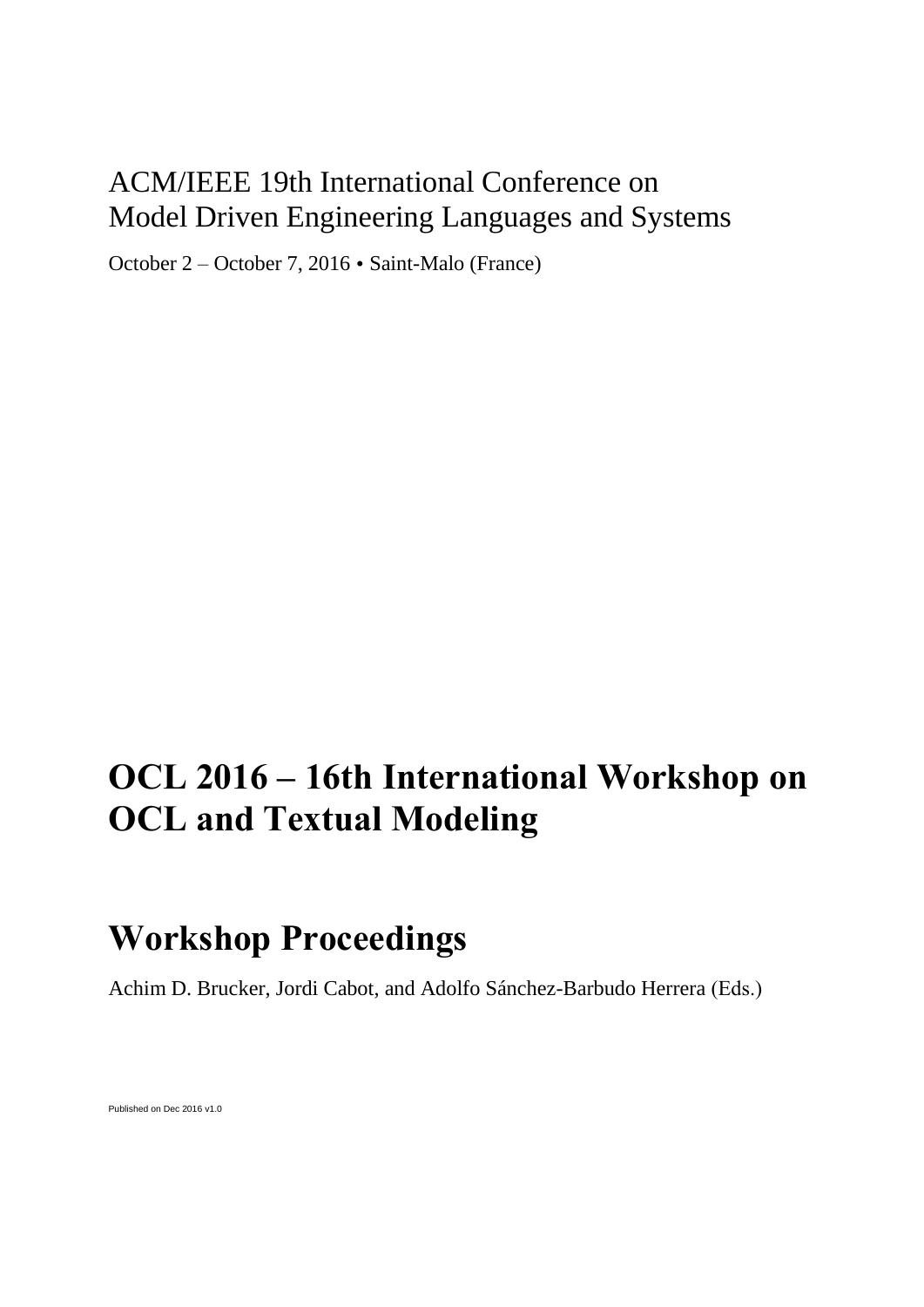ACM/IEEE 19th International Conference on
Model Driven Engineering Languages and Systems

October 2 – October 7, 2016 • Saint-Malo (France)

# OCL 2016 – 16th International Workshop on OCL and Textual Modeling

# Workshop Proceedings

Achim D. Brucker, Jordi Cabot, and Adolfo Sánchez-Barbudo Herrera (Eds.)

Published on Dec 2016 v1.0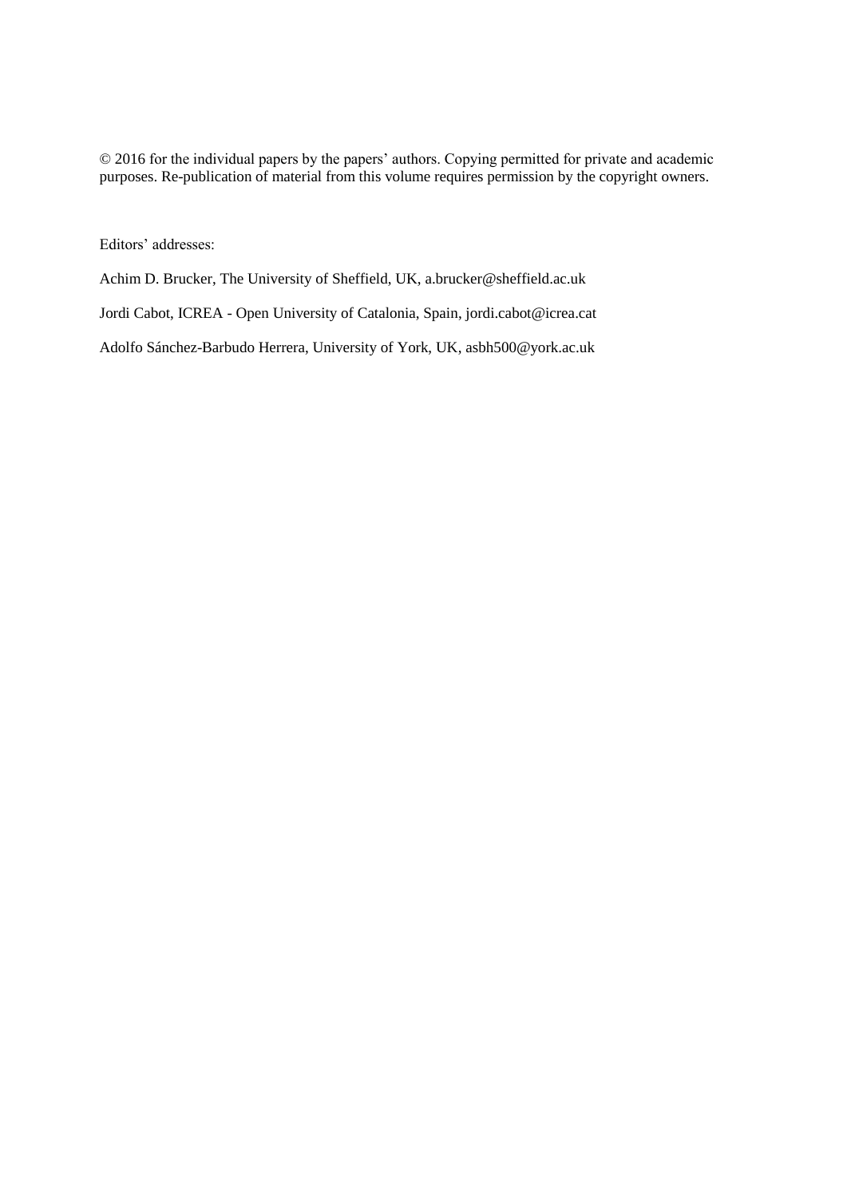© 2016 for the individual papers by the papers' authors. Copying permitted for private and academic purposes. Re-publication of material from this volume requires permission by the copyright owners.

Editors' addresses:

Achim D. Brucker, The University of Sheffield, UK, a.brucker@sheffield.ac.uk

Jordi Cabot, ICREA - Open University of Catalonia, Spain, jordi.cabot@icrea.cat

Adolfo Sánchez-Barbudo Herrera, University of York, UK, asbh500@york.ac.uk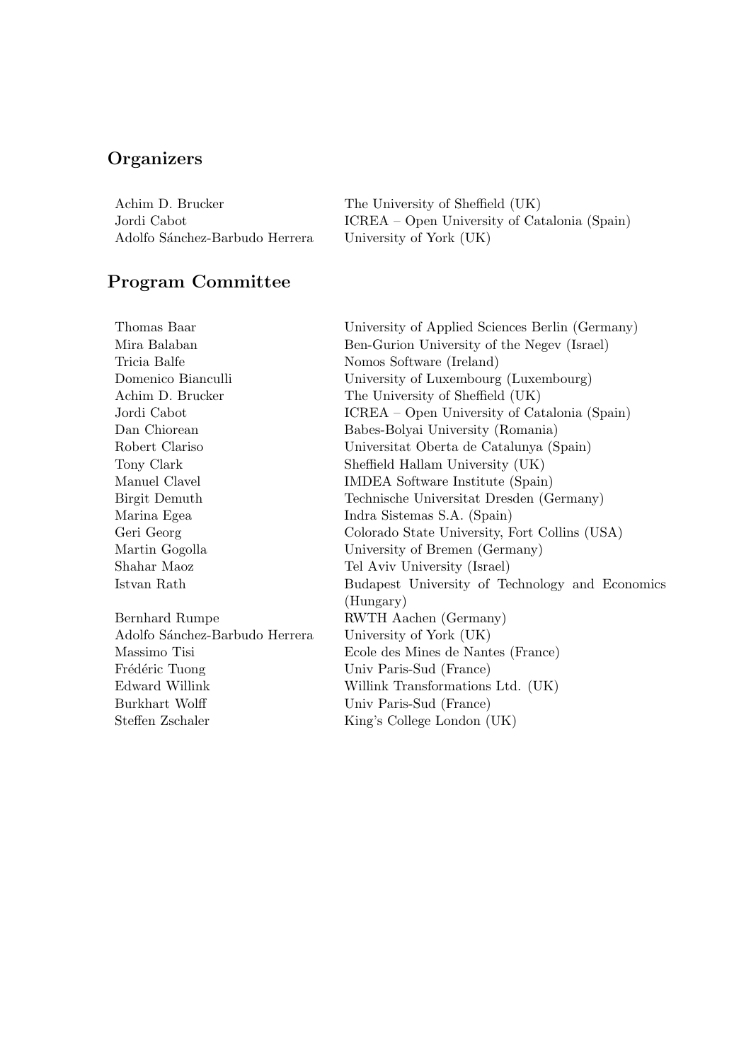## Organizers

| | |
|---|---|
| Achim D. Brucker | The University of Sheffield (UK) |
| Jordi Cabot | ICREA – Open University of Catalonia (Spain) |
| Adolfo Sánchez-Barbudo Herrera | University of York (UK) |

## Program Committee

| | |
|---|---|
| Thomas Baar | University of Applied Sciences Berlin (Germany) |
| Mira Balaban | Ben-Gurion University of the Negev (Israel) |
| Tricia Balfe | Nomos Software (Ireland) |
| Domenico Bianculli | University of Luxembourg (Luxembourg) |
| Achim D. Brucker | The University of Sheffield (UK) |
| Jordi Cabot | ICREA – Open University of Catalonia (Spain) |
| Dan Chiorean | Babes-Bolyai University (Romania) |
| Robert Clariso | Universitat Oberta de Catalunya (Spain) |
| Tony Clark | Sheffield Hallam University (UK) |
| Manuel Clavel | IMDEA Software Institute (Spain) |
| Birgit Demuth | Technische Universitat Dresden (Germany) |
| Marina Egea | Indra Sistemas S.A. (Spain) |
| Geri Georg | Colorado State University, Fort Collins (USA) |
| Martin Gogolla | University of Bremen (Germany) |
| Shahar Maoz | Tel Aviv University (Israel) |
| Istvan Rath | Budapest University of Technology and Economics (Hungary) |
| Bernhard Rumpe | RWTH Aachen (Germany) |
| Adolfo Sánchez-Barbudo Herrera | University of York (UK) |
| Massimo Tisi | Ecole des Mines de Nantes (France) |
| Frédéric Tuong | Univ Paris-Sud (France) |
| Edward Willink | Willink Transformations Ltd. (UK) |
| Burkhart Wolff | Univ Paris-Sud (France) |
| Steffen Zschaler | King's College London (UK) |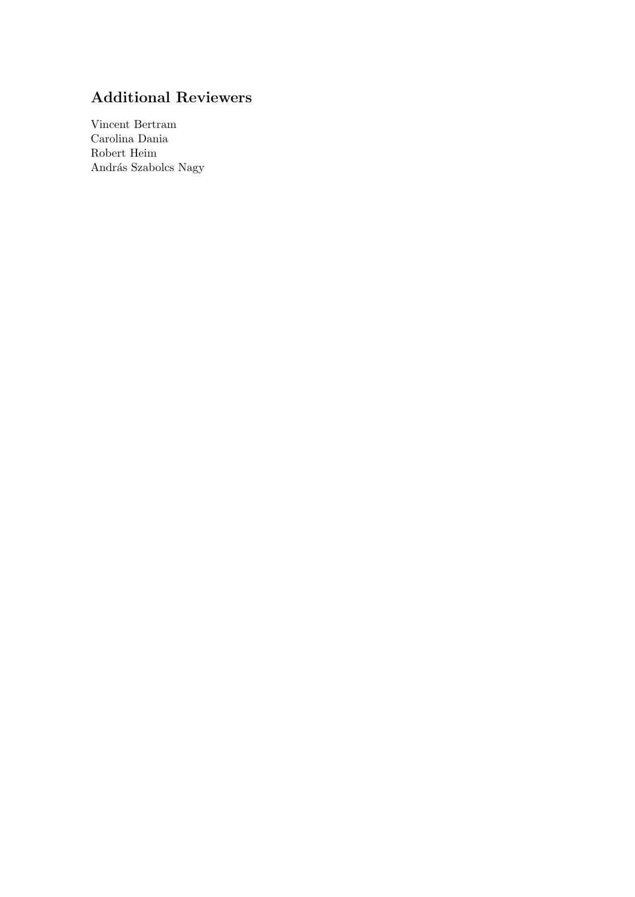## Additional Reviewers

Vincent Bertram
Carolina Dania
Robert Heim
András Szabolcs Nagy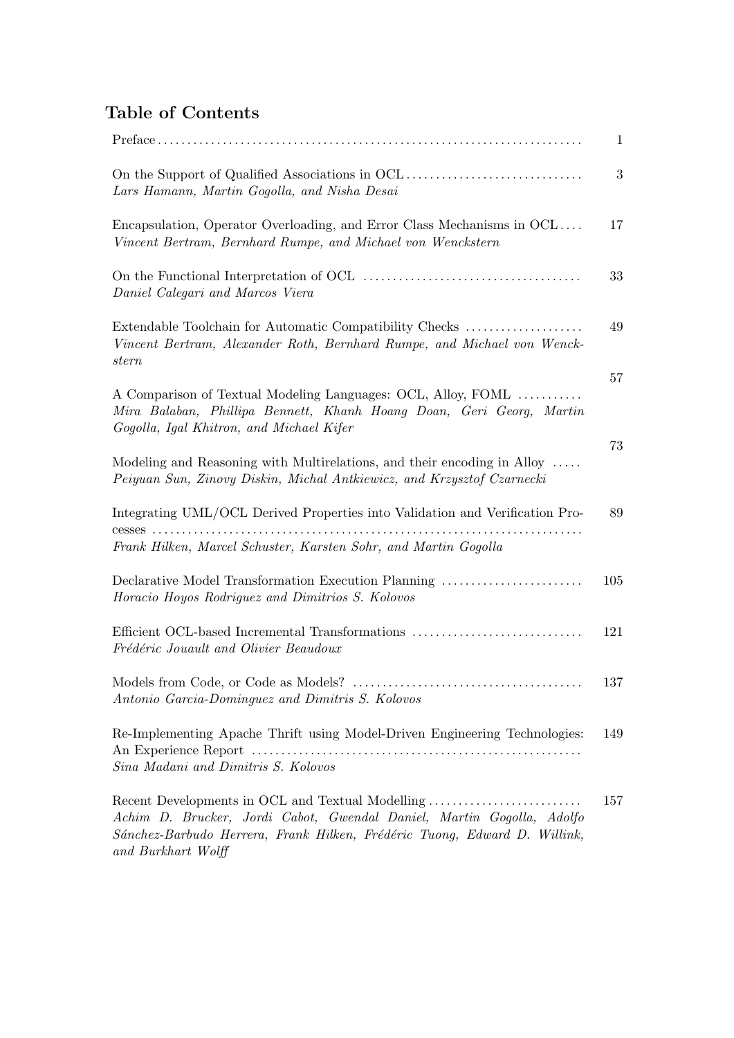## Table of Contents

| | |
|---|---|
| Preface | 1 |
| On the Support of Qualified Associations in OCL<br>*Lars Hamann, Martin Gogolla, and Nisha Desai* | 3 |
| Encapsulation, Operator Overloading, and Error Class Mechanisms in OCL<br>*Vincent Bertram, Bernhard Rumpe, and Michael von Wenckstern* | 17 |
| On the Functional Interpretation of OCL<br>*Daniel Calegari and Marcos Viera* | 33 |
| Extendable Toolchain for Automatic Compatibility Checks<br>*Vincent Bertram, Alexander Roth, Bernhard Rumpe, and Michael von Wenckstern* | 49 |
| A Comparison of Textual Modeling Languages: OCL, Alloy, FOML<br>*Mira Balaban, Phillipa Bennett, Khanh Hoang Doan, Geri Georg, Martin Gogolla, Igal Khitron, and Michael Kifer* | 57 |
| Modeling and Reasoning with Multirelations, and their encoding in Alloy<br>*Peiyuan Sun, Zinovy Diskin, Michal Antkiewicz, and Krzysztof Czarnecki* | 73 |
| Integrating UML/OCL Derived Properties into Validation and Verification Processes<br>*Frank Hilken, Marcel Schuster, Karsten Sohr, and Martin Gogolla* | 89 |
| Declarative Model Transformation Execution Planning<br>*Horacio Hoyos Rodriguez and Dimitrios S. Kolovos* | 105 |
| Efficient OCL-based Incremental Transformations<br>*Frédéric Jouault and Olivier Beaudoux* | 121 |
| Models from Code, or Code as Models?<br>*Antonio Garcia-Dominguez and Dimitris S. Kolovos* | 137 |
| Re-Implementing Apache Thrift using Model-Driven Engineering Technologies: An Experience Report<br>*Sina Madani and Dimitris S. Kolovos* | 149 |
| Recent Developments in OCL and Textual Modelling<br>*Achim D. Brucker, Jordi Cabot, Gwendal Daniel, Martin Gogolla, Adolfo Sánchez-Barbudo Herrera, Frank Hilken, Frédéric Tuong, Edward D. Willink, and Burkhart Wolff* | 157 |